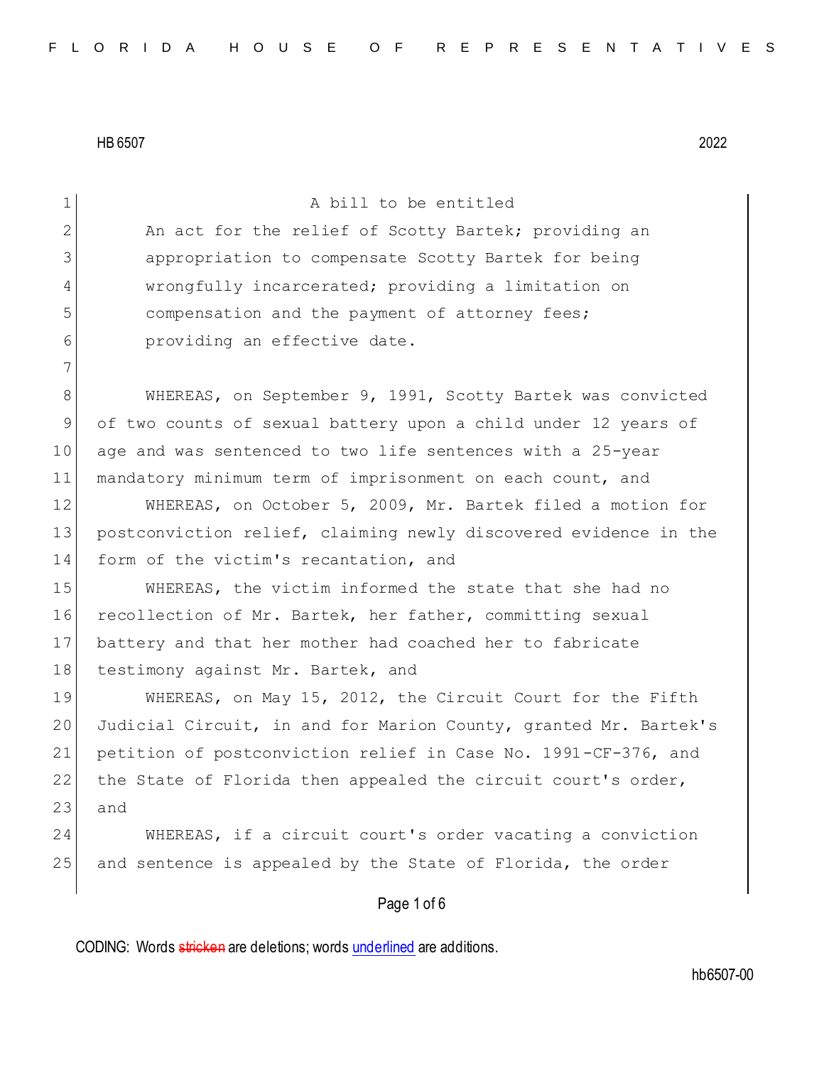HB 6507 2022

A bill to be entitled

An act for the relief of Scotty Bartek; providing an appropriation to compensate Scotty Bartek for being wrongfully incarcerated; providing a limitation on compensation and the payment of attorney fees; providing an effective date.

WHEREAS, on September 9, 1991, Scotty Bartek was convicted of two counts of sexual battery upon a child under 12 years of age and was sentenced to two life sentences with a 25-year mandatory minimum term of imprisonment on each count, and

WHEREAS, on October 5, 2009, Mr. Bartek filed a motion for postconviction relief, claiming newly discovered evidence in the form of the victim's recantation, and

WHEREAS, the victim informed the state that she had no recollection of Mr. Bartek, her father, committing sexual battery and that her mother had coached her to fabricate testimony against Mr. Bartek, and

WHEREAS, on May 15, 2012, the Circuit Court for the Fifth Judicial Circuit, in and for Marion County, granted Mr. Bartek's petition of postconviction relief in Case No. 1991-CF-376, and the State of Florida then appealed the circuit court's order, and

WHEREAS, if a circuit court's order vacating a conviction and sentence is appealed by the State of Florida, the order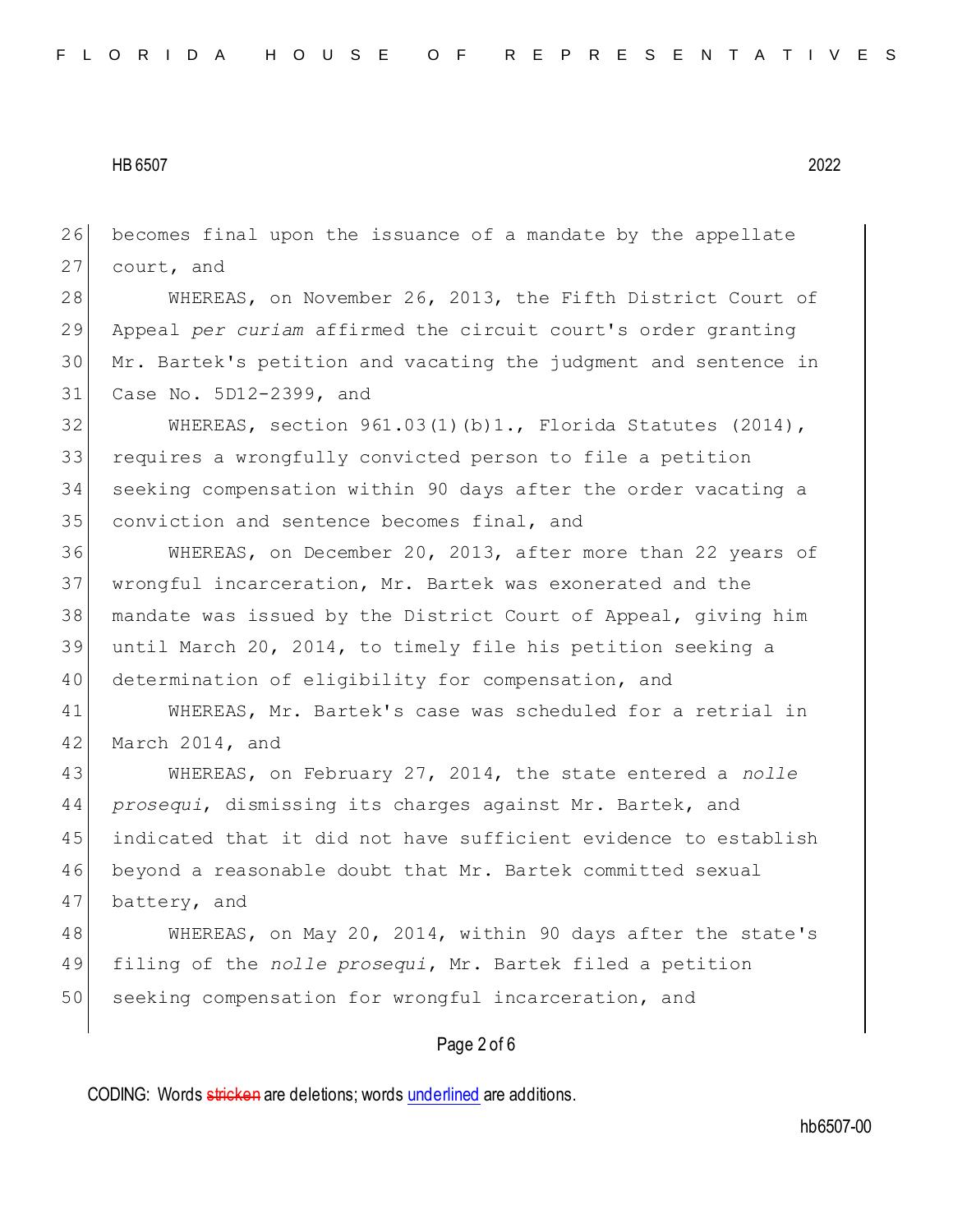becomes final upon the issuance of a mandate by the appellate court, and

WHEREAS, on November 26, 2013, the Fifth District Court of Appeal *per curiam* affirmed the circuit court's order granting Mr. Bartek's petition and vacating the judgment and sentence in Case No. 5D12-2399, and

WHEREAS, section 961.03(1)(b)1., Florida Statutes (2014), requires a wrongfully convicted person to file a petition seeking compensation within 90 days after the order vacating a conviction and sentence becomes final, and

WHEREAS, on December 20, 2013, after more than 22 years of wrongful incarceration, Mr. Bartek was exonerated and the mandate was issued by the District Court of Appeal, giving him until March 20, 2014, to timely file his petition seeking a determination of eligibility for compensation, and

WHEREAS, Mr. Bartek's case was scheduled for a retrial in March 2014, and

WHEREAS, on February 27, 2014, the state entered a *nolle prosequi*, dismissing its charges against Mr. Bartek, and indicated that it did not have sufficient evidence to establish beyond a reasonable doubt that Mr. Bartek committed sexual battery, and

WHEREAS, on May 20, 2014, within 90 days after the state's filing of the *nolle prosequi*, Mr. Bartek filed a petition seeking compensation for wrongful incarceration, and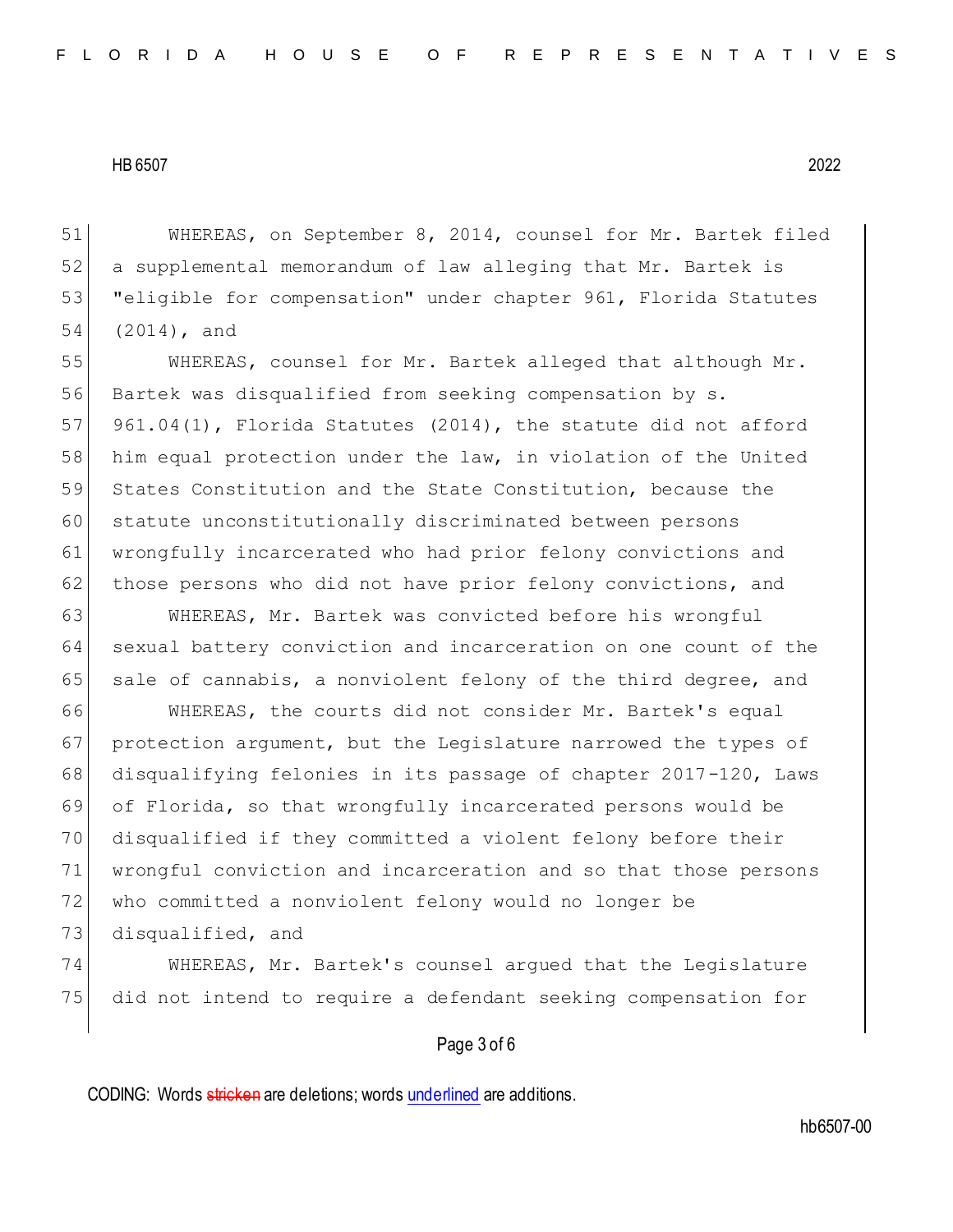WHEREAS, on September 8, 2014, counsel for Mr. Bartek filed a supplemental memorandum of law alleging that Mr. Bartek is "eligible for compensation" under chapter 961, Florida Statutes (2014), and

WHEREAS, counsel for Mr. Bartek alleged that although Mr. Bartek was disqualified from seeking compensation by s. 961.04(1), Florida Statutes (2014), the statute did not afford him equal protection under the law, in violation of the United States Constitution and the State Constitution, because the statute unconstitutionally discriminated between persons wrongfully incarcerated who had prior felony convictions and those persons who did not have prior felony convictions, and

WHEREAS, Mr. Bartek was convicted before his wrongful sexual battery conviction and incarceration on one count of the sale of cannabis, a nonviolent felony of the third degree, and

WHEREAS, the courts did not consider Mr. Bartek's equal protection argument, but the Legislature narrowed the types of disqualifying felonies in its passage of chapter 2017-120, Laws of Florida, so that wrongfully incarcerated persons would be disqualified if they committed a violent felony before their wrongful conviction and incarceration and so that those persons who committed a nonviolent felony would no longer be disqualified, and

WHEREAS, Mr. Bartek's counsel argued that the Legislature did not intend to require a defendant seeking compensation for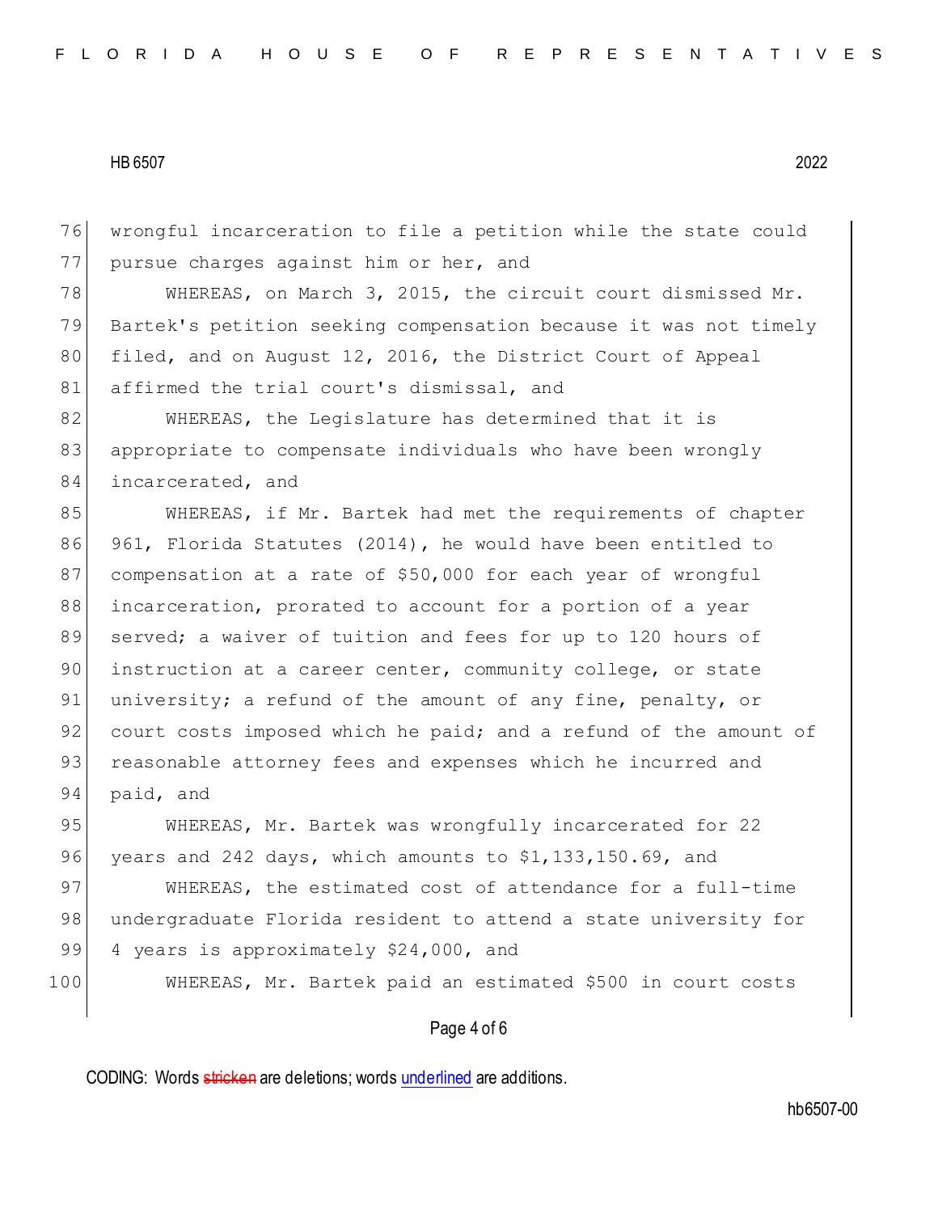wrongful incarceration to file a petition while the state could pursue charges against him or her, and

WHEREAS, on March 3, 2015, the circuit court dismissed Mr. Bartek's petition seeking compensation because it was not timely filed, and on August 12, 2016, the District Court of Appeal affirmed the trial court's dismissal, and

WHEREAS, the Legislature has determined that it is appropriate to compensate individuals who have been wrongly incarcerated, and

WHEREAS, if Mr. Bartek had met the requirements of chapter 961, Florida Statutes (2014), he would have been entitled to compensation at a rate of $50,000 for each year of wrongful incarceration, prorated to account for a portion of a year served; a waiver of tuition and fees for up to 120 hours of instruction at a career center, community college, or state university; a refund of the amount of any fine, penalty, or court costs imposed which he paid; and a refund of the amount of reasonable attorney fees and expenses which he incurred and paid, and

WHEREAS, Mr. Bartek was wrongfully incarcerated for 22 years and 242 days, which amounts to $1,133,150.69, and

WHEREAS, the estimated cost of attendance for a full-time undergraduate Florida resident to attend a state university for 4 years is approximately $24,000, and

WHEREAS, Mr. Bartek paid an estimated $500 in court costs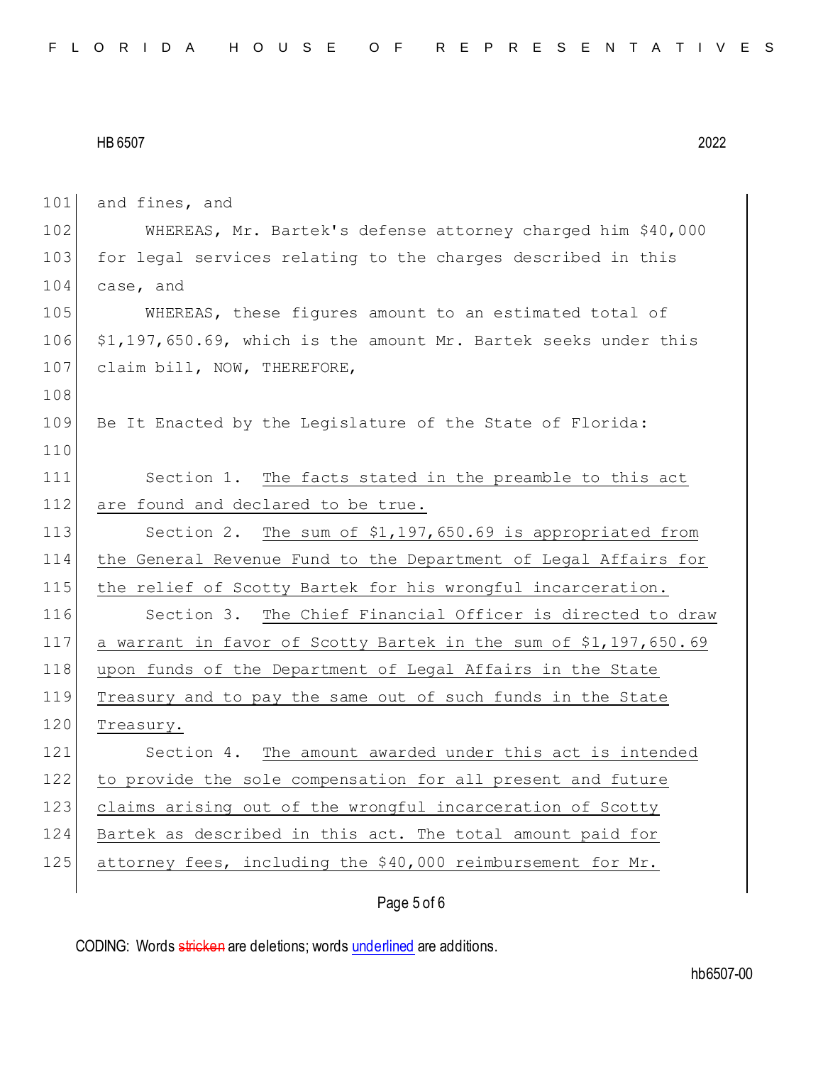and fines, and

WHEREAS, Mr. Bartek's defense attorney charged him $40,000 for legal services relating to the charges described in this case, and

WHEREAS, these figures amount to an estimated total of $1,197,650.69, which is the amount Mr. Bartek seeks under this claim bill, NOW, THEREFORE,

Be It Enacted by the Legislature of the State of Florida:

Section 1. The facts stated in the preamble to this act are found and declared to be true.

Section 2. The sum of $1,197,650.69 is appropriated from the General Revenue Fund to the Department of Legal Affairs for the relief of Scotty Bartek for his wrongful incarceration.

Section 3. The Chief Financial Officer is directed to draw a warrant in favor of Scotty Bartek in the sum of $1,197,650.69 upon funds of the Department of Legal Affairs in the State Treasury and to pay the same out of such funds in the State Treasury.

Section 4. The amount awarded under this act is intended to provide the sole compensation for all present and future claims arising out of the wrongful incarceration of Scotty Bartek as described in this act. The total amount paid for attorney fees, including the $40,000 reimbursement for Mr.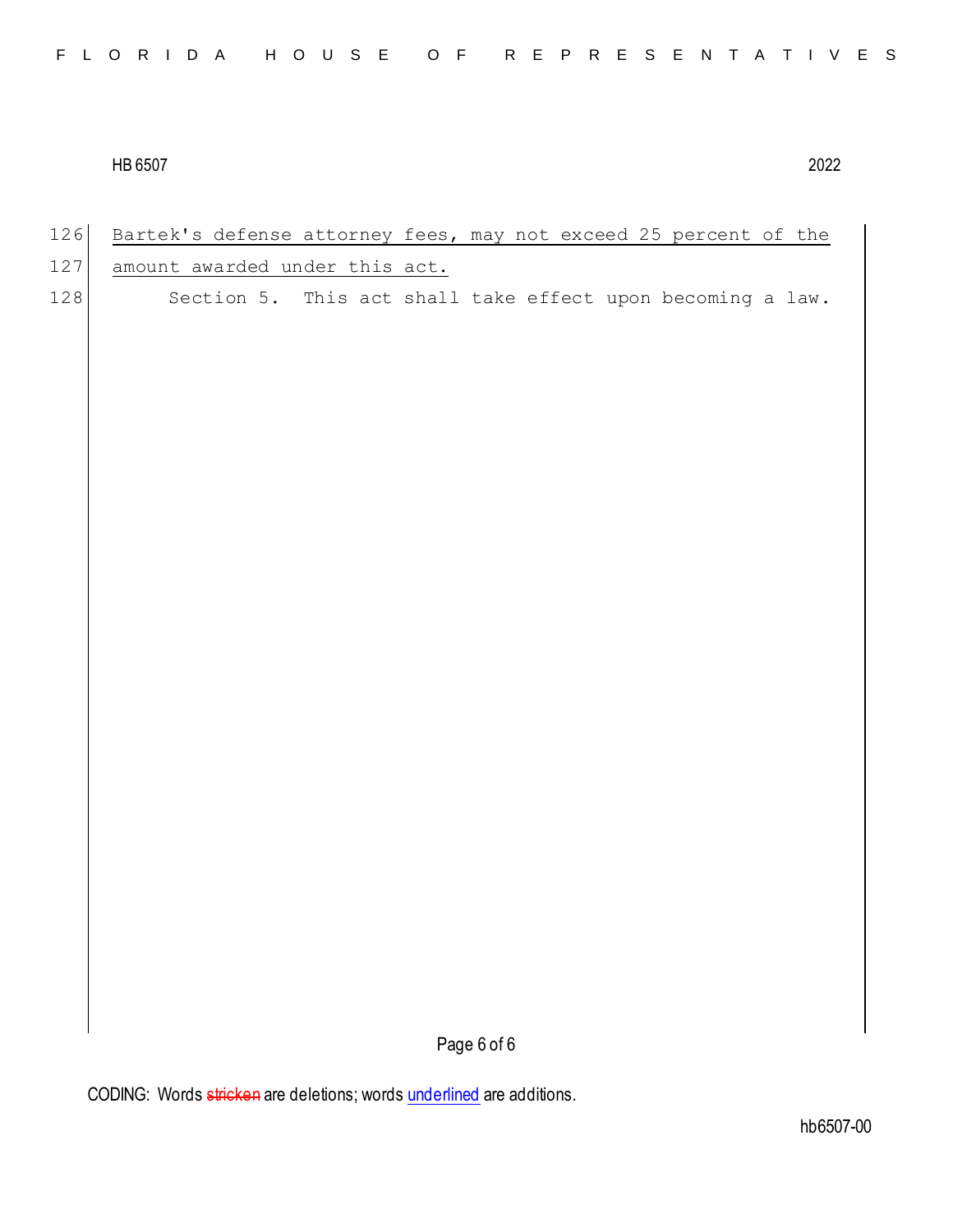126 Bartek's defense attorney fees, may not exceed 25 percent of the
127 amount awarded under this act.
128 Section 5. This act shall take effect upon becoming a law.

CODING: Words stricken are deletions; words underlined are additions.